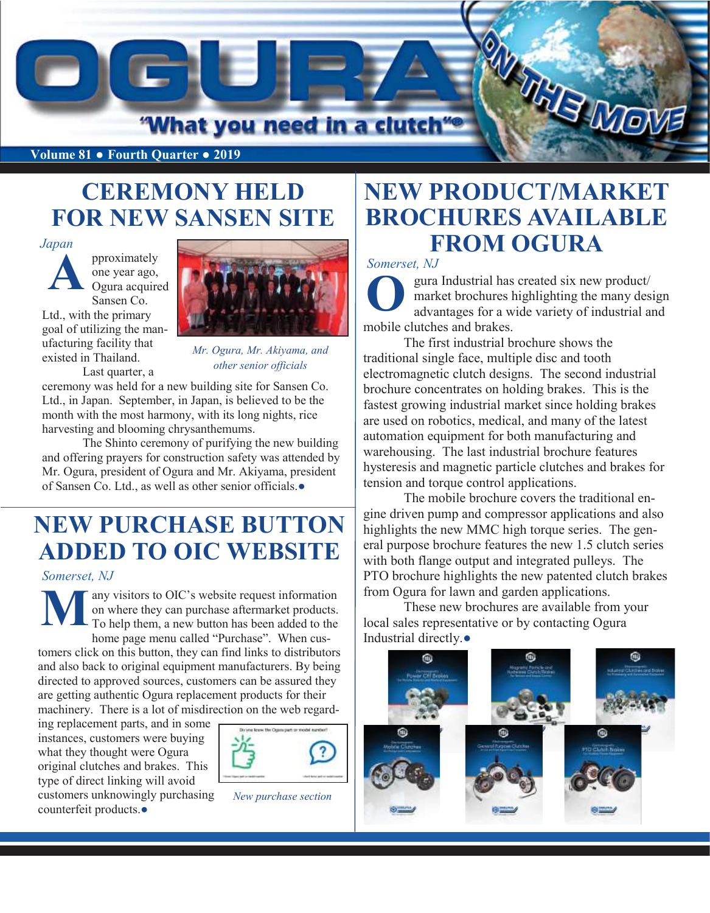# OGURA ON THE MOVE

"What you need in a clutch"®

Volume 81 • Fourth Quarter • 2019

## CEREMONY HELD FOR NEW SANSEN SITE

*Japan*

Approximately one year ago, Ogura acquired Sansen Co. Ltd., with the primary goal of utilizing the manufacturing facility that existed in Thailand.

Last quarter, a ceremony was held for a new building site for Sansen Co. Ltd., in Japan. September, in Japan, is believed to be the month with the most harmony, with its long nights, rice harvesting and blooming chrysanthemums.

The Shinto ceremony of purifying the new building and offering prayers for construction safety was attended by Mr. Ogura, president of Ogura and Mr. Akiyama, president of Sansen Co. Ltd., as well as other senior officials.●

*Mr. Ogura, Mr. Akiyama, and other senior officials*

## NEW PURCHASE BUTTON ADDED TO OIC WEBSITE

*Somerset, NJ*

Many visitors to OIC's website request information on where they can purchase aftermarket products. To help them, a new button has been added to the home page menu called "Purchase". When customers click on this button, they can find links to distributors and also back to original equipment manufacturers. By being directed to approved sources, customers can be assured they are getting authentic Ogura replacement products for their machinery. There is a lot of misdirection on the web regarding replacement parts, and in some instances, customers were buying what they thought were Ogura original clutches and brakes. This type of direct linking will avoid customers unknowingly purchasing counterfeit products.●

*New purchase section*

## NEW PRODUCT/MARKET BROCHURES AVAILABLE FROM OGURA

*Somerset, NJ*

Ogura Industrial has created six new product/market brochures highlighting the many design advantages for a wide variety of industrial and mobile clutches and brakes.

The first industrial brochure shows the traditional single face, multiple disc and tooth electromagnetic clutch designs. The second industrial brochure concentrates on holding brakes. This is the fastest growing industrial market since holding brakes are used on robotics, medical, and many of the latest automation equipment for both manufacturing and warehousing. The last industrial brochure features hysteresis and magnetic particle clutches and brakes for tension and torque control applications.

The mobile brochure covers the traditional engine driven pump and compressor applications and also highlights the new MMC high torque series. The general purpose brochure features the new 1.5 clutch series with both flange output and integrated pulleys. The PTO brochure highlights the new patented clutch brakes from Ogura for lawn and garden applications.

These new brochures are available from your local sales representative or by contacting Ogura Industrial directly.●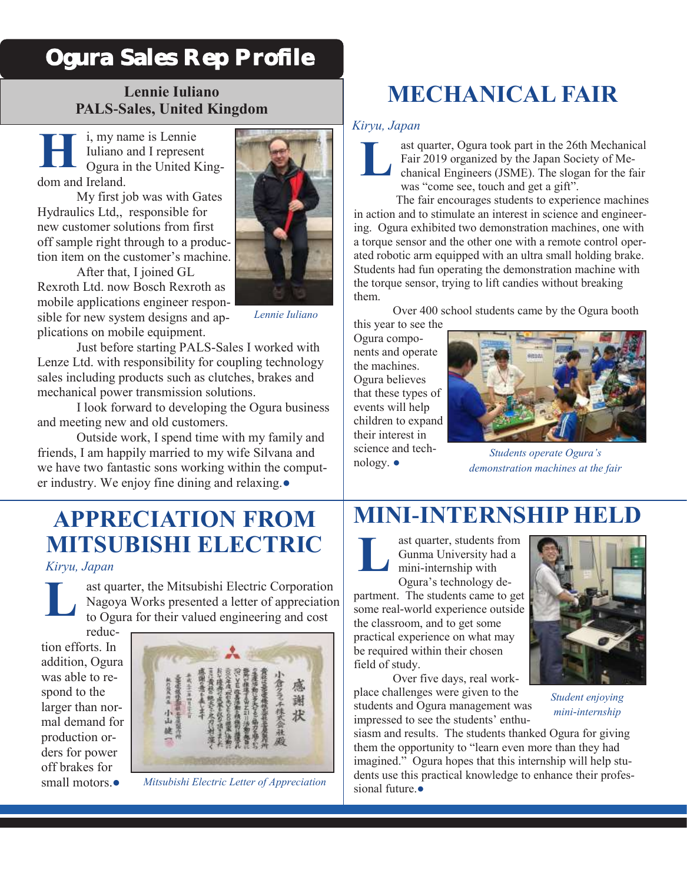## Ogura Sales Rep Profile

**Lennie Iuliano**
**PALS-Sales, United Kingdom**

Hi, my name is Lennie Iuliano and I represent Ogura in the United Kingdom and Ireland.

My first job was with Gates Hydraulics Ltd,, responsible for new customer solutions from first off sample right through to a production item on the customer's machine.

After that, I joined GL Rexroth Ltd. now Bosch Rexroth as mobile applications engineer responsible for new system designs and applications on mobile equipment.

Just before starting PALS-Sales I worked with Lenze Ltd. with responsibility for coupling technology sales including products such as clutches, brakes and mechanical power transmission solutions.

I look forward to developing the Ogura business and meeting new and old customers.

Outside work, I spend time with my family and friends, I am happily married to my wife Silvana and we have two fantastic sons working within the computer industry. We enjoy fine dining and relaxing.●

*Lennie Iuliano*

# MECHANICAL FAIR

*Kiryu, Japan*

Last quarter, Ogura took part in the 26th Mechanical Fair 2019 organized by the Japan Society of Mechanical Engineers (JSME). The slogan for the fair was "come see, touch and get a gift".

The fair encourages students to experience machines in action and to stimulate an interest in science and engineering. Ogura exhibited two demonstration machines, one with a torque sensor and the other one with a remote control operated robotic arm equipped with an ultra small holding brake. Students had fun operating the demonstration machine with the torque sensor, trying to lift candies without breaking them.

Over 400 school students came by the Ogura booth this year to see the Ogura components and operate the machines. Ogura believes that these types of events will help children to expand their interest in science and technology. ●

*Students operate Ogura's demonstration machines at the fair*

# APPRECIATION FROM MITSUBISHI ELECTRIC

*Kiryu, Japan*

Last quarter, the Mitsubishi Electric Corporation Nagoya Works presented a letter of appreciation to Ogura for their valued engineering and cost reduction efforts. In addition, Ogura was able to respond to the larger than normal demand for production orders for power off brakes for small motors.●

*Mitsubishi Electric Letter of Appreciation*

# MINI-INTERNSHIP HELD

Last quarter, students from Gunma University had a mini-internship with Ogura's technology department. The students came to get some real-world experience outside the classroom, and to get some practical experience on what may be required within their chosen field of study.

Over five days, real workplace challenges were given to the students and Ogura management was impressed to see the students' enthusiasm and results. The students thanked Ogura for giving them the opportunity to "learn even more than they had imagined." Ogura hopes that this internship will help students use this practical knowledge to enhance their professional future.●

*Student enjoying mini-internship*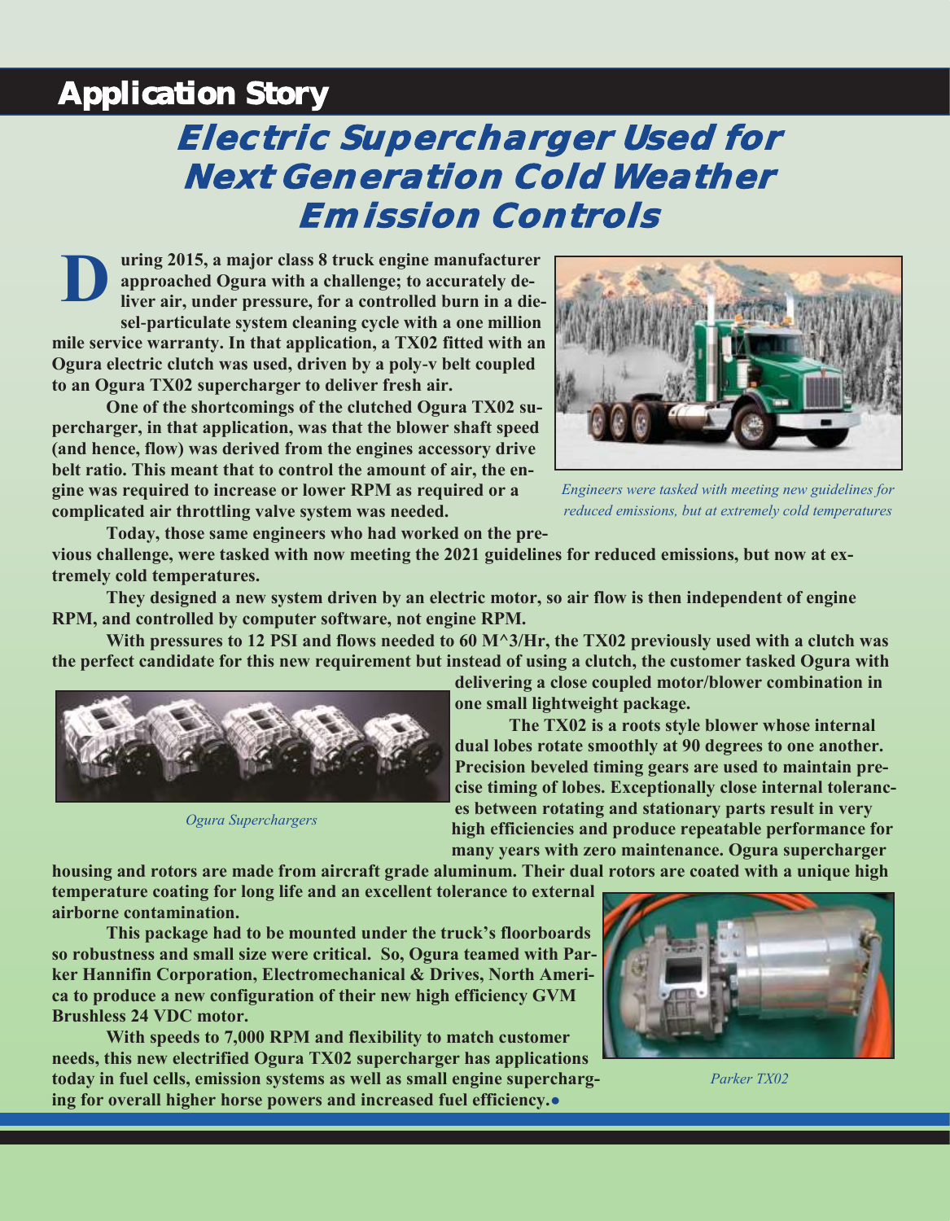## Application Story

# Electric Supercharger Used for Next Generation Cold Weather Emission Controls

**During 2015, a major class 8 truck engine manufacturer approached Ogura with a challenge; to accurately deliver air, under pressure, for a controlled burn in a diesel-particulate system cleaning cycle with a one million mile service warranty. In that application, a TX02 fitted with an Ogura electric clutch was used, driven by a poly-v belt coupled to an Ogura TX02 supercharger to deliver fresh air.**

**One of the shortcomings of the clutched Ogura TX02 supercharger, in that application, was that the blower shaft speed (and hence, flow) was derived from the engines accessory drive belt ratio. This meant that to control the amount of air, the engine was required to increase or lower RPM as required or a complicated air throttling valve system was needed.**

*Engineers were tasked with meeting new guidelines for reduced emissions, but at extremely cold temperatures*

**Today, those same engineers who had worked on the previous challenge, were tasked with now meeting the 2021 guidelines for reduced emissions, but now at extremely cold temperatures.**

**They designed a new system driven by an electric motor, so air flow is then independent of engine RPM, and controlled by computer software, not engine RPM.**

**With pressures to 12 PSI and flows needed to 60 M^3/Hr, the TX02 previously used with a clutch was the perfect candidate for this new requirement but instead of using a clutch, the customer tasked Ogura with delivering a close coupled motor/blower combination in one small lightweight package.**

*Ogura Superchargers*

**The TX02 is a roots style blower whose internal dual lobes rotate smoothly at 90 degrees to one another. Precision beveled timing gears are used to maintain precise timing of lobes. Exceptionally close internal tolerances between rotating and stationary parts result in very high efficiencies and produce repeatable performance for many years with zero maintenance. Ogura supercharger housing and rotors are made from aircraft grade aluminum. Their dual rotors are coated with a unique high temperature coating for long life and an excellent tolerance to external airborne contamination.**

**This package had to be mounted under the truck's floorboards so robustness and small size were critical. So, Ogura teamed with Parker Hannifin Corporation, Electromechanical & Drives, North America to produce a new configuration of their new high efficiency GVM Brushless 24 VDC motor.**

**With speeds to 7,000 RPM and flexibility to match customer needs, this new electrified Ogura TX02 supercharger has applications today in fuel cells, emission systems as well as small engine supercharging for overall higher horse powers and increased fuel efficiency.**

*Parker TX02*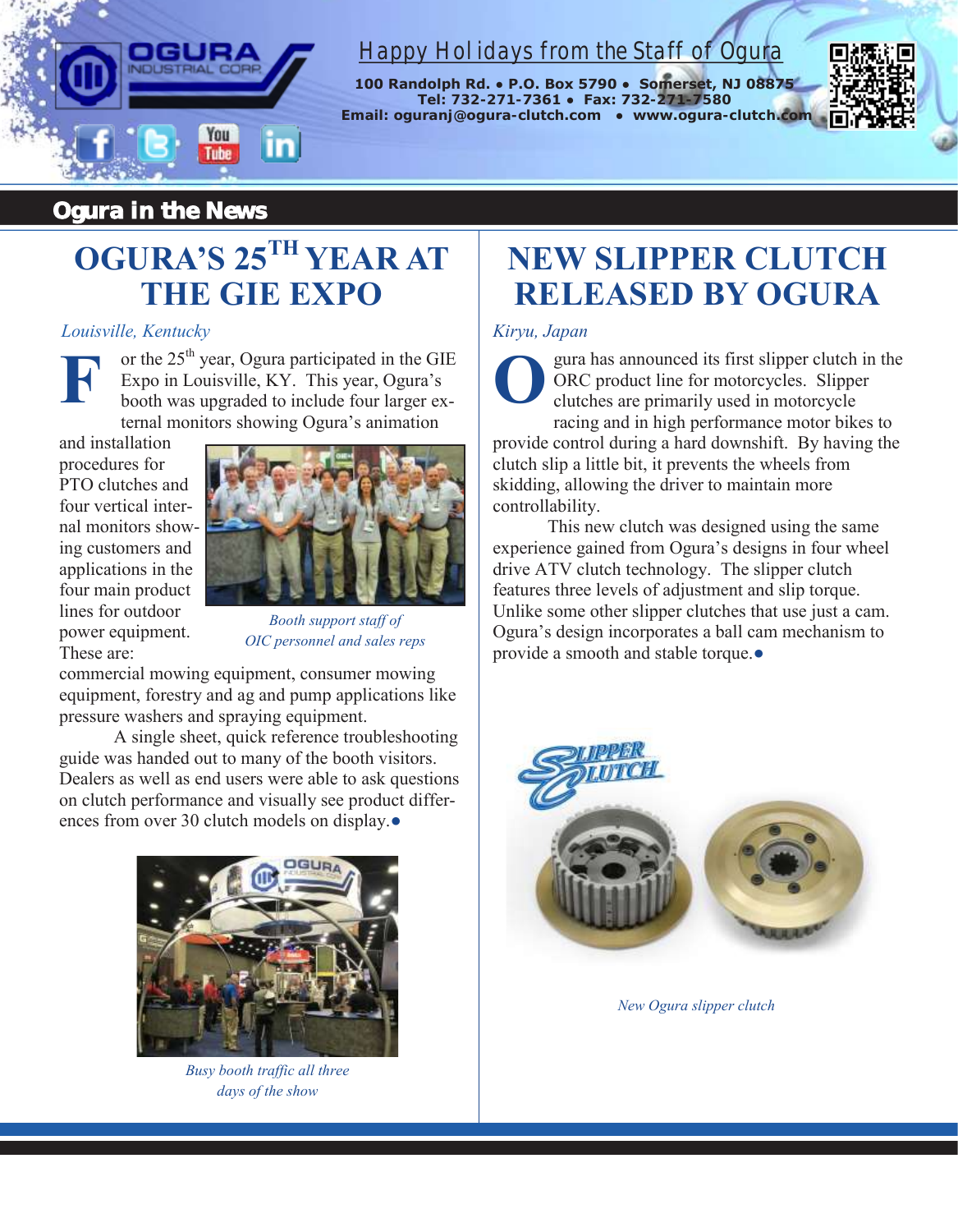Happy Holidays from the Staff of Ogura

100 Randolph Rd. • P.O. Box 5790 • Somerset, NJ 08875
Tel: 732-271-7361 • Fax: 732-271-7580
Email: oguranj@ogura-clutch.com • www.ogura-clutch.com

## Ogura in the News

# OGURA'S 25TH YEAR AT THE GIE EXPO

*Louisville, Kentucky*

For the 25th year, Ogura participated in the GIE Expo in Louisville, KY. This year, Ogura's booth was upgraded to include four larger external monitors showing Ogura's animation and installation procedures for PTO clutches and four vertical internal monitors showing customers and applications in the four main product lines for outdoor power equipment. These are: commercial mowing equipment, consumer mowing equipment, forestry and ag and pump applications like pressure washers and spraying equipment.

A single sheet, quick reference troubleshooting guide was handed out to many of the booth visitors. Dealers as well as end users were able to ask questions on clutch performance and visually see product differences from over 30 clutch models on display.●

*Booth support staff of OIC personnel and sales reps*

*Busy booth traffic all three days of the show*

# NEW SLIPPER CLUTCH RELEASED BY OGURA

*Kiryu, Japan*

Ogura has announced its first slipper clutch in the ORC product line for motorcycles. Slipper clutches are primarily used in motorcycle racing and in high performance motor bikes to provide control during a hard downshift. By having the clutch slip a little bit, it prevents the wheels from skidding, allowing the driver to maintain more controllability.

This new clutch was designed using the same experience gained from Ogura's designs in four wheel drive ATV clutch technology. The slipper clutch features three levels of adjustment and slip torque. Unlike some other slipper clutches that use just a cam. Ogura's design incorporates a ball cam mechanism to provide a smooth and stable torque.●

*New Ogura slipper clutch*